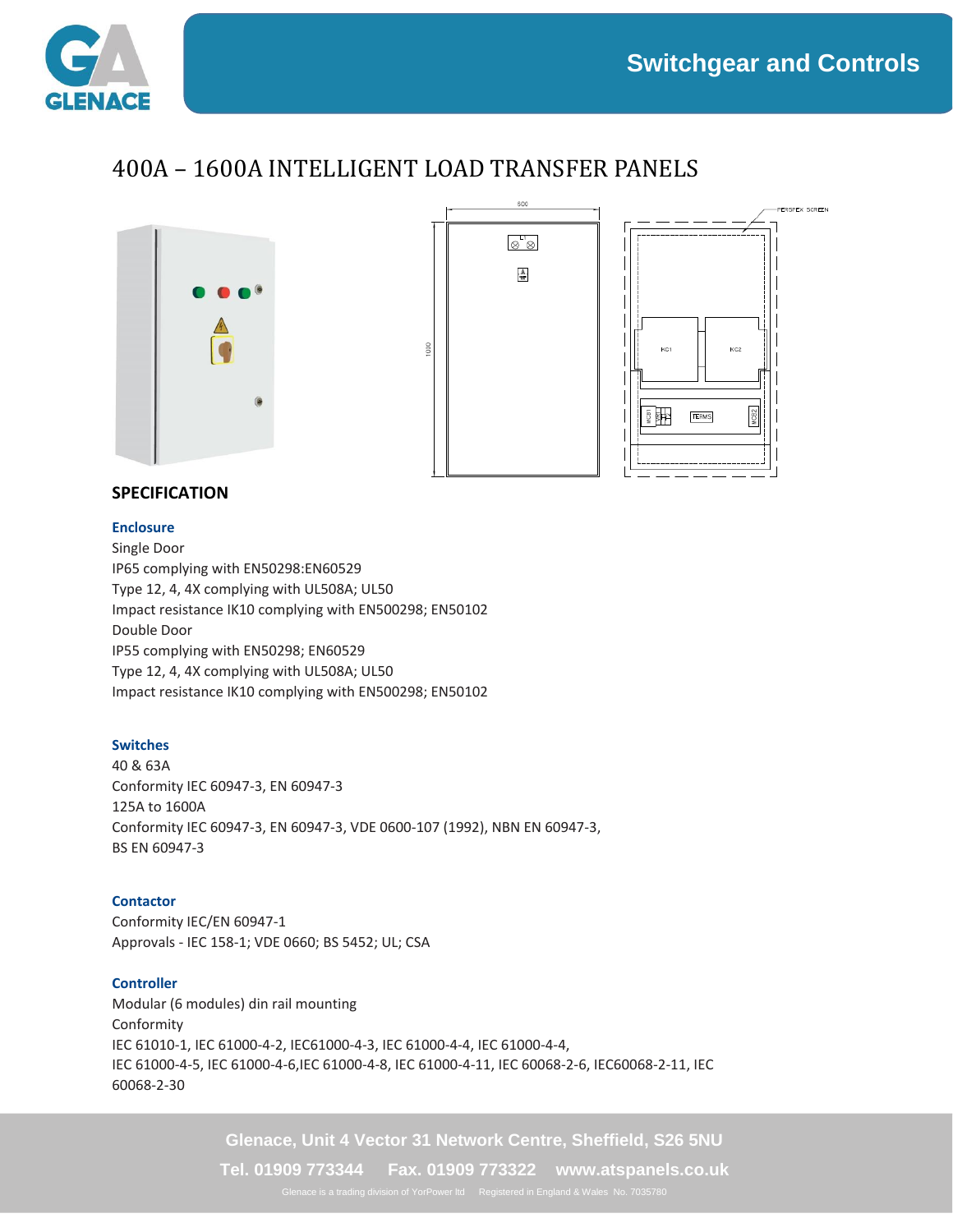# 400A – 1600A INTELLIGENT LOAD TRANSFER PANELS

## SPECIFICATION

### Enclosure

Single Door
IP65 complying with EN50298:EN60529
Type 12, 4, 4X complying with UL508A; UL50
Impact resistance IK10 complying with EN500298; EN50102
Double Door
IP55 complying with EN50298; EN60529
Type 12, 4, 4X complying with UL508A; UL50
Impact resistance IK10 complying with EN500298; EN50102

### Switches

40 & 63A
Conformity IEC 60947-3, EN 60947-3
125A to 1600A
Conformity IEC 60947-3, EN 60947-3, VDE 0600-107 (1992), NBN EN 60947-3, BS EN 60947-3

### Contactor

Conformity IEC/EN 60947-1
Approvals - IEC 158-1; VDE 0660; BS 5452; UL; CSA

### Controller

Modular (6 modules) din rail mounting
Conformity
IEC 61010-1, IEC 61000-4-2, IEC61000-4-3, IEC 61000-4-4, IEC 61000-4-4, IEC 61000-4-5, IEC 61000-4-6,IEC 61000-4-8, IEC 61000-4-11, IEC 60068-2-6, IEC60068-2-11, IEC 60068-2-30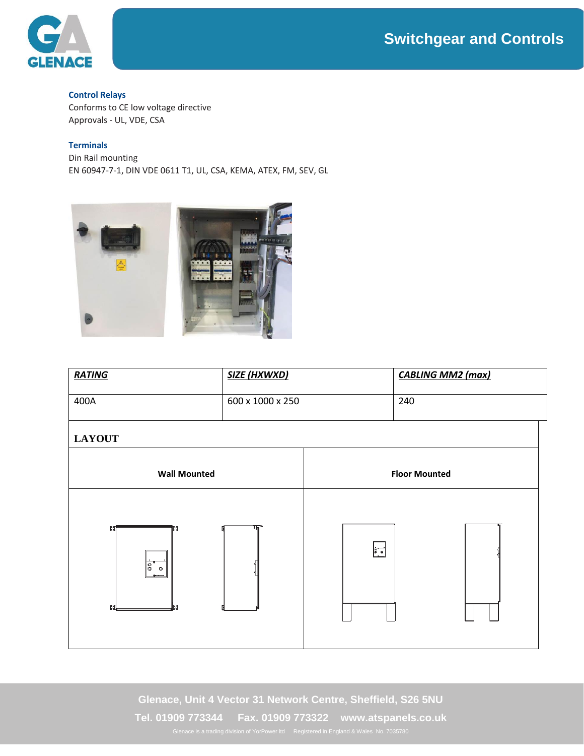**Control Relays**

Conforms to CE low voltage directive

Approvals - UL, VDE, CSA

**Terminals**

Din Rail mounting

EN 60947-7-1, DIN VDE 0611 T1, UL, CSA, KEMA, ATEX, FM, SEV, GL

| ***RATING*** | ***SIZE (HXWXD)*** | ***CABLING MM2 (max)*** |
|---|---|---|
| 400A | 600 x 1000 x 250 | 240 |

**LAYOUT**

| **Wall Mounted** | **Floor Mounted** |
|---|---|
| | |